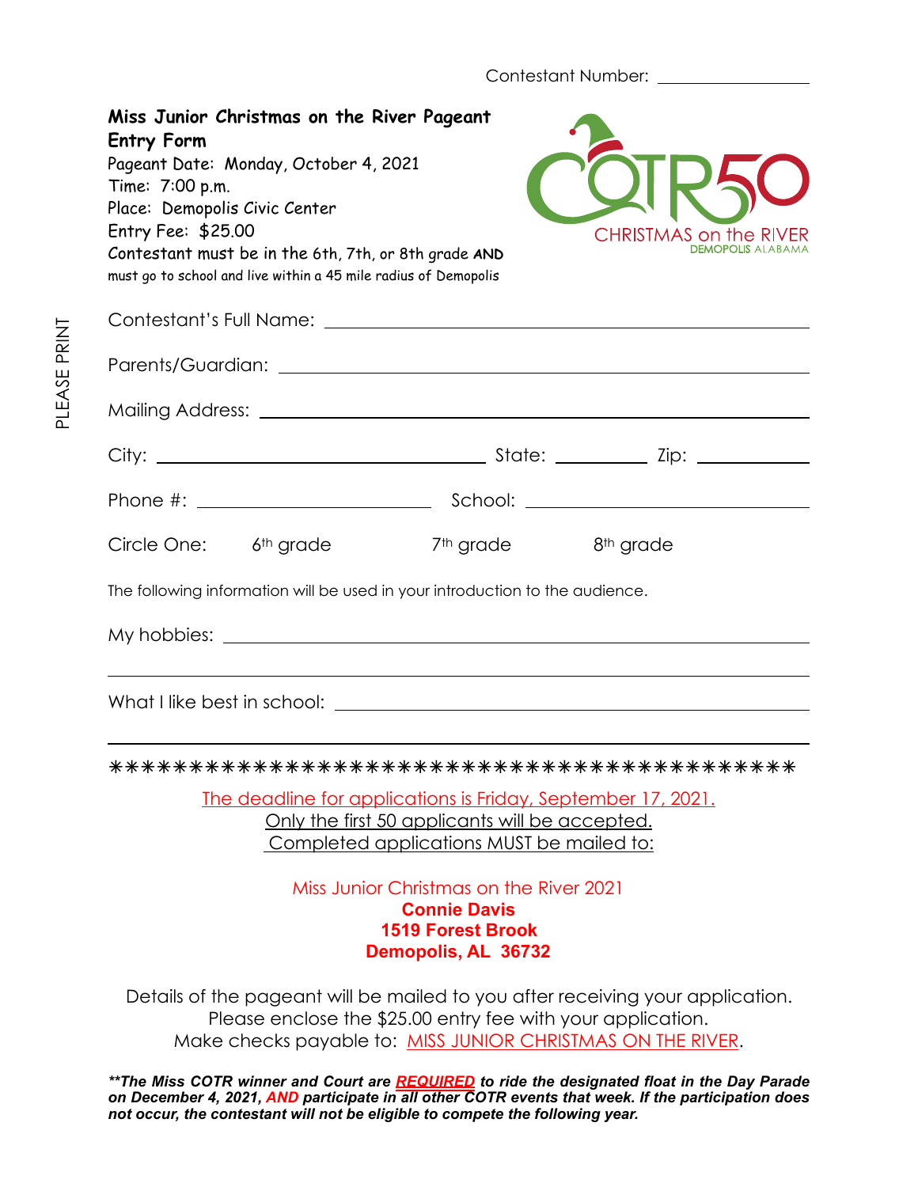Contestant Number: ________________

**Miss Junior Christmas on the River Pageant**
**Entry Form**

Pageant Date: Monday, October 4, 2021
Time: 7:00 p.m.
Place: Demopolis Civic Center
Entry Fee: $25.00
Contestant must be in the 6th, 7th, or 8th grade **AND**
must go to school and live within a 45 mile radius of Demopolis

COTR50
CHRISTMAS on the RIVER
DEMOPOLIS ALABAMA

PLEASE PRINT

Contestant's Full Name: ______________________________________________

Parents/Guardian: ______________________________________________

Mailing Address: ______________________________________________

City: ______________________ State: __________ Zip: ____________

Phone #: ______________________ School: ______________________

Circle One: 6th grade 7th grade 8th grade

The following information will be used in your introduction to the audience.

My hobbies: ______________________________________________

______________________________________________

What I like best in school: ______________________________________________

______________________________________________

*******************************************

The deadline for applications is Friday, September 17, 2021.
Only the first 50 applicants will be accepted.
Completed applications MUST be mailed to:

Miss Junior Christmas on the River 2021
**Connie Davis**
**1519 Forest Brook**
**Demopolis, AL 36732**

Details of the pageant will be mailed to you after receiving your application.
Please enclose the $25.00 entry fee with your application.
Make checks payable to: MISS JUNIOR CHRISTMAS ON THE RIVER.

***\*\*The Miss COTR winner and Court are REQUIRED to ride the designated float in the Day Parade on December 4, 2021, AND participate in all other COTR events that week. If the participation does not occur, the contestant will not be eligible to compete the following year.***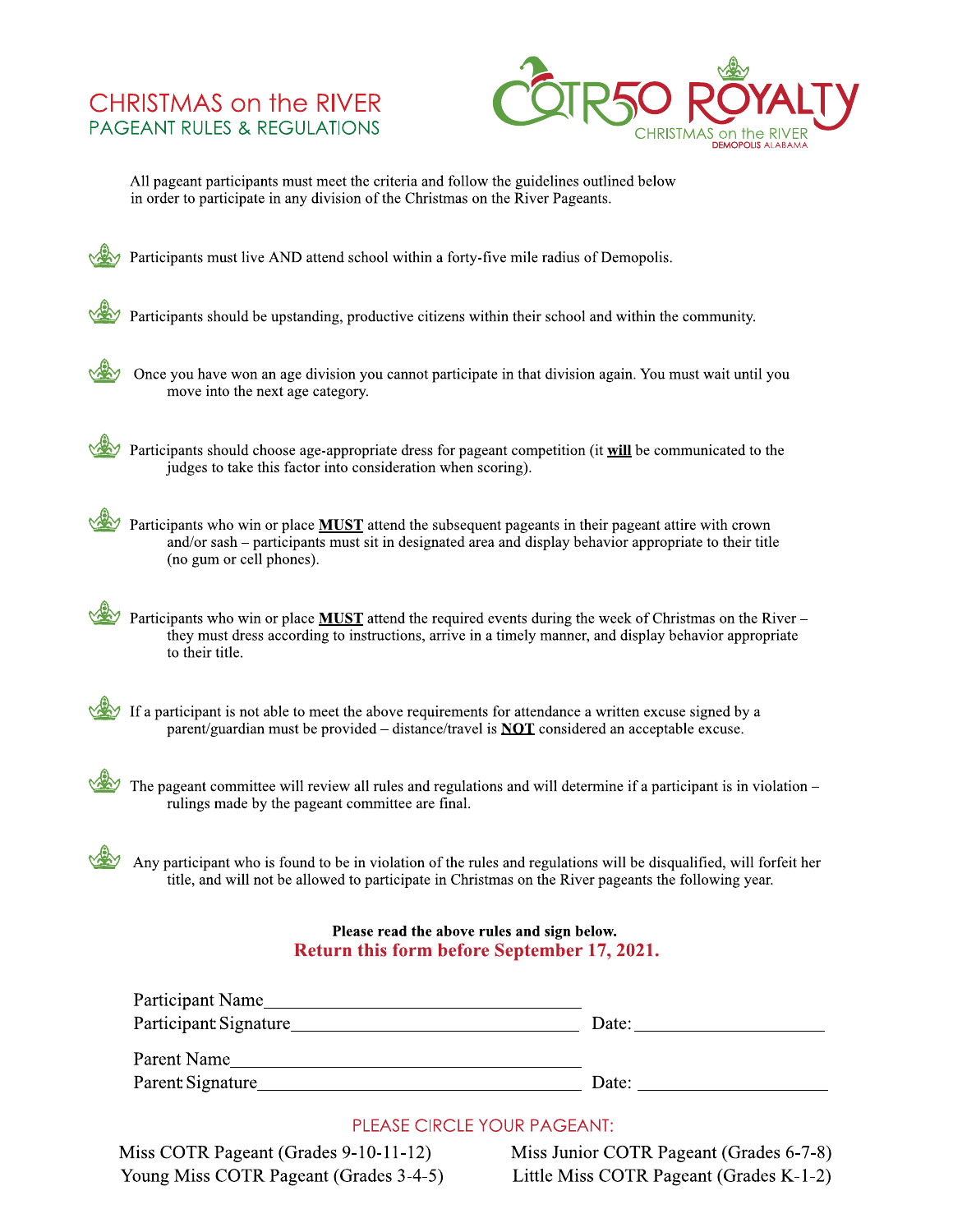# CHRISTMAS on the RIVER
## PAGEANT RULES & REGULATIONS

COTR50 ROYALTY
CHRISTMAS on the RIVER
DEMOPOLIS ALABAMA

All pageant participants must meet the criteria and follow the guidelines outlined below in order to participate in any division of the Christmas on the River Pageants.

- Participants must live AND attend school within a forty-five mile radius of Demopolis.
- Participants should be upstanding, productive citizens within their school and within the community.
- Once you have won an age division you cannot participate in that division again. You must wait until you move into the next age category.
- Participants should choose age-appropriate dress for pageant competition (it **<u>will</u>** be communicated to the judges to take this factor into consideration when scoring).
- Participants who win or place **<u>MUST</u>** attend the subsequent pageants in their pageant attire with crown and/or sash – participants must sit in designated area and display behavior appropriate to their title (no gum or cell phones).
- Participants who win or place **<u>MUST</u>** attend the required events during the week of Christmas on the River – they must dress according to instructions, arrive in a timely manner, and display behavior appropriate to their title.
- If a participant is not able to meet the above requirements for attendance a written excuse signed by a parent/guardian must be provided – distance/travel is **<u>NOT</u>** considered an acceptable excuse.
- The pageant committee will review all rules and regulations and will determine if a participant is in violation – rulings made by the pageant committee are final.
- Any participant who is found to be in violation of the rules and regulations will be disqualified, will forfeit her title, and will not be allowed to participate in Christmas on the River pageants the following year.

**Please read the above rules and sign below.**

**Return this form before September 17, 2021.**

Participant Name\_\_\_\_\_\_\_\_\_\_\_\_\_\_\_\_\_\_\_\_\_\_\_\_\_\_\_\_\_\_

Participant Signature\_\_\_\_\_\_\_\_\_\_\_\_\_\_\_\_\_\_\_\_\_\_\_\_\_\_\_ Date:\_\_\_\_\_\_\_\_\_\_\_\_\_\_\_\_

Parent Name\_\_\_\_\_\_\_\_\_\_\_\_\_\_\_\_\_\_\_\_\_\_\_\_\_\_\_\_\_\_\_\_\_

Parent Signature\_\_\_\_\_\_\_\_\_\_\_\_\_\_\_\_\_\_\_\_\_\_\_\_\_\_\_\_\_\_ Date:\_\_\_\_\_\_\_\_\_\_\_\_\_\_\_\_

PLEASE CIRCLE YOUR PAGEANT:

Miss COTR Pageant (Grades 9-10-11-12)

Miss Junior COTR Pageant (Grades 6-7-8)

Young Miss COTR Pageant (Grades 3-4-5)

Little Miss COTR Pageant (Grades K-1-2)